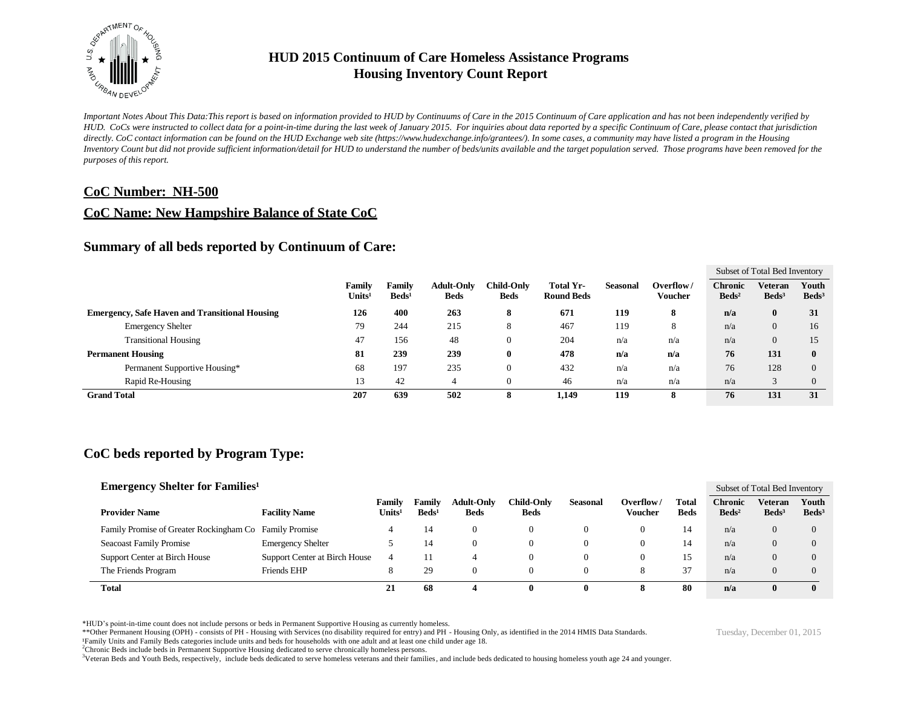# HUD 2015 Continuum of Care Homeless Assistance Programs
# Housing Inventory Count Report

*Important Notes About This Data:This report is based on information provided to HUD by Continuums of Care in the 2015 Continuum of Care application and has not been independently verified by HUD. CoCs were instructed to collect data for a point-in-time during the last week of January 2015. For inquiries about data reported by a specific Continuum of Care, please contact that jurisdiction directly. CoC contact information can be found on the HUD Exchange web site (https://www.hudexchange.info/grantees/). In some cases, a community may have listed a program in the Housing Inventory Count but did not provide sufficient information/detail for HUD to understand the number of beds/units available and the target population served. Those programs have been removed for the purposes of this report.*

## CoC Number: NH-500

## CoC Name: New Hampshire Balance of State CoC

### Summary of all beds reported by Continuum of Care:

| | Family Units[1] | Family Beds[1] | Adult-Only Beds | Child-Only Beds | Total Yr-Round Beds | Seasonal | Overflow / Voucher | Subset of Total Bed Inventory: Chronic Beds[2] | Veteran Beds[3] | Youth Beds[3] |
|---|---|---|---|---|---|---|---|---|---|---|
| **Emergency, Safe Haven and Transitional Housing** | **126** | **400** | **263** | **8** | **671** | **119** | **8** | **n/a** | **0** | **31** |
| Emergency Shelter | 79 | 244 | 215 | 8 | 467 | 119 | 8 | n/a | 0 | 16 |
| Transitional Housing | 47 | 156 | 48 | 0 | 204 | n/a | n/a | n/a | 0 | 15 |
| **Permanent Housing** | **81** | **239** | **239** | **0** | **478** | **n/a** | **n/a** | **76** | **131** | **0** |
| Permanent Supportive Housing* | 68 | 197 | 235 | 0 | 432 | n/a | n/a | 76 | 128 | 0 |
| Rapid Re-Housing | 13 | 42 | 4 | 0 | 46 | n/a | n/a | n/a | 3 | 0 |
| **Grand Total** | **207** | **639** | **502** | **8** | **1,149** | **119** | **8** | **76** | **131** | **31** |

### CoC beds reported by Program Type:

#### Emergency Shelter for Families[1]

| Provider Name | Facility Name | Family Units[1] | Family Beds[1] | Adult-Only Beds | Child-Only Beds | Seasonal | Overflow / Voucher | Total Beds | Subset of Total Bed Inventory: Chronic Beds[2] | Veteran Beds[3] | Youth Beds[3] |
|---|---|---|---|---|---|---|---|---|---|---|---|
| Family Promise of Greater Rockingham Co | Family Promise | 4 | 14 | 0 | 0 | 0 | 0 | 14 | n/a | 0 | 0 |
| Seacoast Family Promise | Emergency Shelter | 5 | 14 | 0 | 0 | 0 | 0 | 14 | n/a | 0 | 0 |
| Support Center at Birch House | Support Center at Birch House | 4 | 11 | 4 | 0 | 0 | 0 | 15 | n/a | 0 | 0 |
| The Friends Program | Friends EHP | 8 | 29 | 0 | 0 | 0 | 8 | 37 | n/a | 0 | 0 |
| **Total** | | **21** | **68** | **4** | **0** | **0** | **8** | **80** | **n/a** | **0** | **0** |

*HUD's point-in-time count does not include persons or beds in Permanent Supportive Housing as currently homeless.
**Other Permanent Housing (OPH) - consists of PH - Housing with Services (no disability required for entry) and PH - Housing Only, as identified in the 2014 HMIS Data Standards.
[1]Family Units and Family Beds categories include units and beds for households with one adult and at least one child under age 18.
[2]Chronic Beds include beds in Permanent Supportive Housing dedicated to serve chronically homeless persons.
[3]Veteran Beds and Youth Beds, respectively, include beds dedicated to serve homeless veterans and their families, and include beds dedicated to housing homeless youth age 24 and younger.

Tuesday, December 01, 2015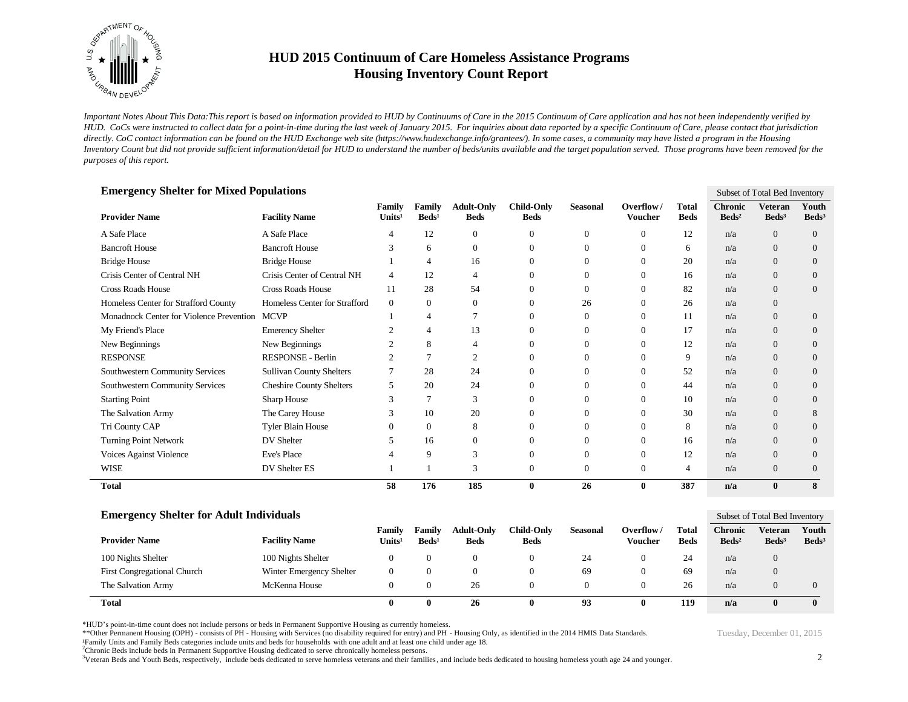# HUD 2015 Continuum of Care Homeless Assistance Programs
# Housing Inventory Count Report

*Important Notes About This Data:This report is based on information provided to HUD by Continuums of Care in the 2015 Continuum of Care application and has not been independently verified by HUD. CoCs were instructed to collect data for a point-in-time during the last week of January 2015. For inquiries about data reported by a specific Continuum of Care, please contact that jurisdiction directly. CoC contact information can be found on the HUD Exchange web site (https://www.hudexchange.info/grantees/). In some cases, a community may have listed a program in the Housing Inventory Count but did not provide sufficient information/detail for HUD to understand the number of beds/units available and the target population served. Those programs have been removed for the purposes of this report.*

### Emergency Shelter for Mixed Populations

| | | | | | | | | | Subset of Total Bed Inventory | | |
|---|---|---|---|---|---|---|---|---|---|---|---|
| **Provider Name** | **Facility Name** | **Family Units[1]** | **Family Beds[1]** | **Adult-Only Beds** | **Child-Only Beds** | **Seasonal** | **Overflow / Voucher** | **Total Beds** | **Chronic Beds[2]** | **Veteran Beds[3]** | **Youth Beds[3]** |
| A Safe Place | A Safe Place | 4 | 12 | 0 | 0 | 0 | 0 | 12 | n/a | 0 | 0 |
| Bancroft House | Bancroft House | 3 | 6 | 0 | 0 | 0 | 0 | 6 | n/a | 0 | 0 |
| Bridge House | Bridge House | 1 | 4 | 16 | 0 | 0 | 0 | 20 | n/a | 0 | 0 |
| Crisis Center of Central NH | Crisis Center of Central NH | 4 | 12 | 4 | 0 | 0 | 0 | 16 | n/a | 0 | 0 |
| Cross Roads House | Cross Roads House | 11 | 28 | 54 | 0 | 0 | 0 | 82 | n/a | 0 | 0 |
| Homeless Center for Strafford County | Homeless Center for Strafford | 0 | 0 | 0 | 0 | 26 | 0 | 26 | n/a | 0 | |
| Monadnock Center for Violence Prevention | MCVP | 1 | 4 | 7 | 0 | 0 | 0 | 11 | n/a | 0 | 0 |
| My Friend's Place | Emerency Shelter | 2 | 4 | 13 | 0 | 0 | 0 | 17 | n/a | 0 | 0 |
| New Beginnings | New Beginnings | 2 | 8 | 4 | 0 | 0 | 0 | 12 | n/a | 0 | 0 |
| RESPONSE | RESPONSE - Berlin | 2 | 7 | 2 | 0 | 0 | 0 | 9 | n/a | 0 | 0 |
| Southwestern Community Services | Sullivan County Shelters | 7 | 28 | 24 | 0 | 0 | 0 | 52 | n/a | 0 | 0 |
| Southwestern Community Services | Cheshire County Shelters | 5 | 20 | 24 | 0 | 0 | 0 | 44 | n/a | 0 | 0 |
| Starting Point | Sharp House | 3 | 7 | 3 | 0 | 0 | 0 | 10 | n/a | 0 | 0 |
| The Salvation Army | The Carey House | 3 | 10 | 20 | 0 | 0 | 0 | 30 | n/a | 0 | 8 |
| Tri County CAP | Tyler Blain House | 0 | 0 | 8 | 0 | 0 | 0 | 8 | n/a | 0 | 0 |
| Turning Point Network | DV Shelter | 5 | 16 | 0 | 0 | 0 | 0 | 16 | n/a | 0 | 0 |
| Voices Against Violence | Eve's Place | 4 | 9 | 3 | 0 | 0 | 0 | 12 | n/a | 0 | 0 |
| WISE | DV Shelter ES | 1 | 1 | 3 | 0 | 0 | 0 | 4 | n/a | 0 | 0 |
| **Total** | | **58** | **176** | **185** | **0** | **26** | **0** | **387** | **n/a** | **0** | **8** |

### Emergency Shelter for Adult Individuals

| | | | | | | | | | Subset of Total Bed Inventory | | |
|---|---|---|---|---|---|---|---|---|---|---|---|
| **Provider Name** | **Facility Name** | **Family Units[1]** | **Family Beds[1]** | **Adult-Only Beds** | **Child-Only Beds** | **Seasonal** | **Overflow / Voucher** | **Total Beds** | **Chronic Beds[2]** | **Veteran Beds[3]** | **Youth Beds[3]** |
| 100 Nights Shelter | 100 Nights Shelter | 0 | 0 | 0 | 0 | 24 | 0 | 24 | n/a | 0 | |
| First Congregational Church | Winter Emergency Shelter | 0 | 0 | 0 | 0 | 69 | 0 | 69 | n/a | 0 | |
| The Salvation Army | McKenna House | 0 | 0 | 26 | 0 | 0 | 0 | 26 | n/a | 0 | 0 |
| **Total** | | **0** | **0** | **26** | **0** | **93** | **0** | **119** | **n/a** | **0** | **0** |

*HUD's point-in-time count does not include persons or beds in Permanent Supportive Housing as currently homeless.

**Other Permanent Housing (OPH) - consists of PH - Housing with Services (no disability required for entry) and PH - Housing Only, as identified in the 2014 HMIS Data Standards.

[1]Family Units and Family Beds categories include units and beds for households with one adult and at least one child under age 18.

[2]Chronic Beds include beds in Permanent Supportive Housing dedicated to serve chronically homeless persons.

[3]Veteran Beds and Youth Beds, respectively, include beds dedicated to serve homeless veterans and their families, and include beds dedicated to housing homeless youth age 24 and younger.

Tuesday, December 01, 2015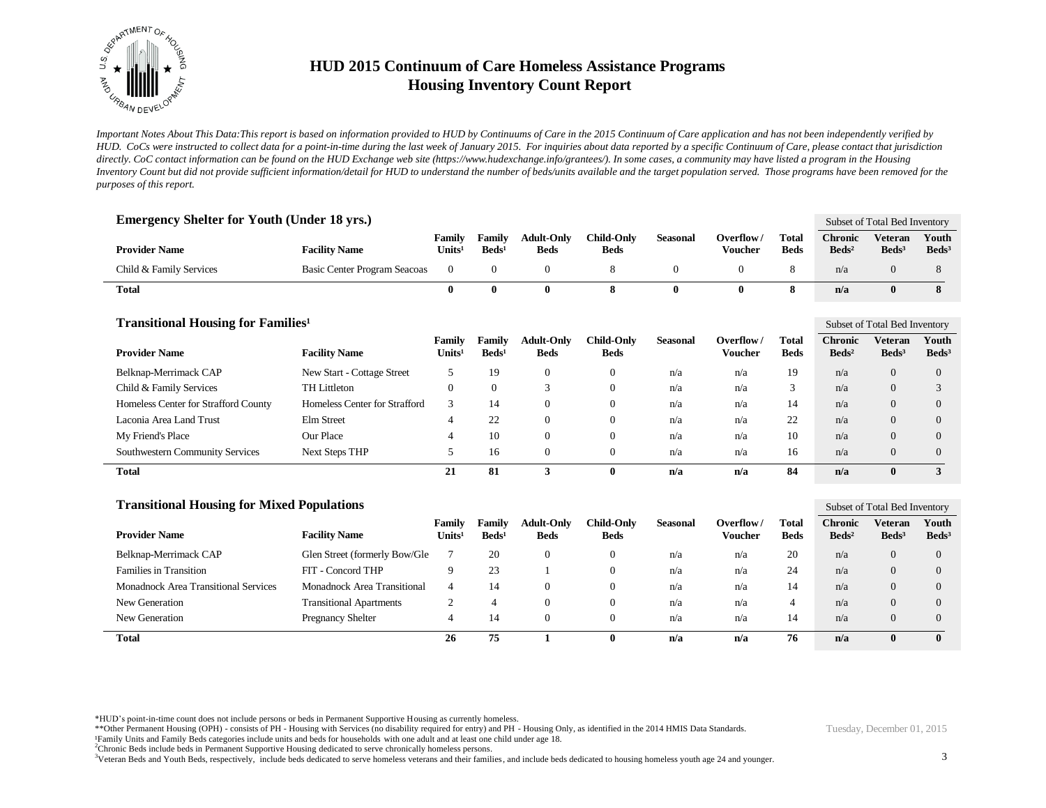# HUD 2015 Continuum of Care Homeless Assistance Programs
## Housing Inventory Count Report

*Important Notes About This Data:This report is based on information provided to HUD by Continuums of Care in the 2015 Continuum of Care application and has not been independently verified by HUD. CoCs were instructed to collect data for a point-in-time during the last week of January 2015. For inquiries about data reported by a specific Continuum of Care, please contact that jurisdiction directly. CoC contact information can be found on the HUD Exchange web site (https://www.hudexchange.info/grantees/). In some cases, a community may have listed a program in the Housing Inventory Count but did not provide sufficient information/detail for HUD to understand the number of beds/units available and the target population served. Those programs have been removed for the purposes of this report.*

### Emergency Shelter for Youth (Under 18 yrs.)

| Provider Name | Facility Name | Family Units[1] | Family Beds[1] | Adult-Only Beds | Child-Only Beds | Seasonal | Overflow / Voucher | Total Beds | Subset of Total Bed Inventory: Chronic Beds[2] | Veteran Beds[3] | Youth Beds[3] |
|---|---|---|---|---|---|---|---|---|---|---|---|
| Child & Family Services | Basic Center Program Seacoas | 0 | 0 | 0 | 8 | 0 | 0 | 8 | n/a | 0 | 8 |
| **Total** | | **0** | **0** | **0** | **8** | **0** | **0** | **8** | **n/a** | **0** | **8** |

### Transitional Housing for Families[1]

| Provider Name | Facility Name | Family Units[1] | Family Beds[1] | Adult-Only Beds | Child-Only Beds | Seasonal | Overflow / Voucher | Total Beds | Subset of Total Bed Inventory: Chronic Beds[2] | Veteran Beds[3] | Youth Beds[3] |
|---|---|---|---|---|---|---|---|---|---|---|---|
| Belknap-Merrimack CAP | New Start - Cottage Street | 5 | 19 | 0 | 0 | n/a | n/a | 19 | n/a | 0 | 0 |
| Child & Family Services | TH Littleton | 0 | 0 | 3 | 0 | n/a | n/a | 3 | n/a | 0 | 3 |
| Homeless Center for Strafford County | Homeless Center for Strafford | 3 | 14 | 0 | 0 | n/a | n/a | 14 | n/a | 0 | 0 |
| Laconia Area Land Trust | Elm Street | 4 | 22 | 0 | 0 | n/a | n/a | 22 | n/a | 0 | 0 |
| My Friend's Place | Our Place | 4 | 10 | 0 | 0 | n/a | n/a | 10 | n/a | 0 | 0 |
| Southwestern Community Services | Next Steps THP | 5 | 16 | 0 | 0 | n/a | n/a | 16 | n/a | 0 | 0 |
| **Total** | | **21** | **81** | **3** | **0** | **n/a** | **n/a** | **84** | **n/a** | **0** | **3** |

### Transitional Housing for Mixed Populations

| Provider Name | Facility Name | Family Units[1] | Family Beds[1] | Adult-Only Beds | Child-Only Beds | Seasonal | Overflow / Voucher | Total Beds | Subset of Total Bed Inventory: Chronic Beds[2] | Veteran Beds[3] | Youth Beds[3] |
|---|---|---|---|---|---|---|---|---|---|---|---|
| Belknap-Merrimack CAP | Glen Street (formerly Bow/Gle | 7 | 20 | 0 | 0 | n/a | n/a | 20 | n/a | 0 | 0 |
| Families in Transition | FIT - Concord THP | 9 | 23 | 1 | 0 | n/a | n/a | 24 | n/a | 0 | 0 |
| Monadnock Area Transitional Services | Monadnock Area Transitional | 4 | 14 | 0 | 0 | n/a | n/a | 14 | n/a | 0 | 0 |
| New Generation | Transitional Apartments | 2 | 4 | 0 | 0 | n/a | n/a | 4 | n/a | 0 | 0 |
| New Generation | Pregnancy Shelter | 4 | 14 | 0 | 0 | n/a | n/a | 14 | n/a | 0 | 0 |
| **Total** | | **26** | **75** | **1** | **0** | **n/a** | **n/a** | **76** | **n/a** | **0** | **0** |

*HUD's point-in-time count does not include persons or beds in Permanent Supportive Housing as currently homeless.

**Other Permanent Housing (OPH) - consists of PH - Housing with Services (no disability required for entry) and PH - Housing Only, as identified in the 2014 HMIS Data Standards.

[1]Family Units and Family Beds categories include units and beds for households with one adult and at least one child under age 18.

[2]Chronic Beds include beds in Permanent Supportive Housing dedicated to serve chronically homeless persons.

[3]Veteran Beds and Youth Beds, respectively, include beds dedicated to serve homeless veterans and their families, and include beds dedicated to housing homeless youth age 24 and younger.

Tuesday, December 01, 2015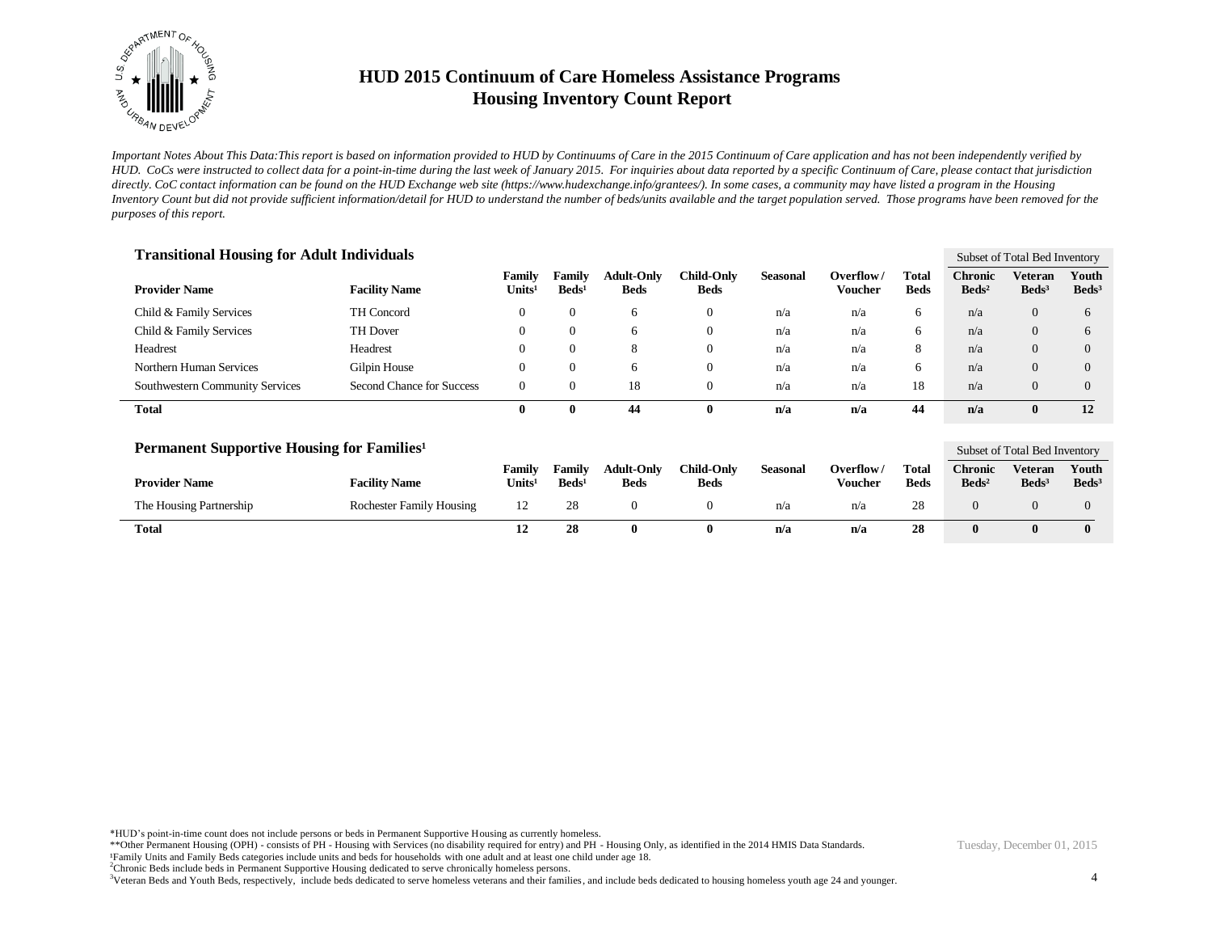# HUD 2015 Continuum of Care Homeless Assistance Programs
# Housing Inventory Count Report

*Important Notes About This Data:This report is based on information provided to HUD by Continuums of Care in the 2015 Continuum of Care application and has not been independently verified by HUD. CoCs were instructed to collect data for a point-in-time during the last week of January 2015. For inquiries about data reported by a specific Continuum of Care, please contact that jurisdiction directly. CoC contact information can be found on the HUD Exchange web site (https://www.hudexchange.info/grantees/). In some cases, a community may have listed a program in the Housing Inventory Count but did not provide sufficient information/detail for HUD to understand the number of beds/units available and the target population served. Those programs have been removed for the purposes of this report.*

### Transitional Housing for Adult Individuals

| Provider Name | Facility Name | Family Units[1] | Family Beds[1] | Adult-Only Beds | Child-Only Beds | Seasonal | Overflow / Voucher | Total Beds | Subset of Total Bed Inventory: Chronic Beds[2] | Veteran Beds[3] | Youth Beds[3] |
|---|---|---|---|---|---|---|---|---|---|---|---|
| Child & Family Services | TH Concord | 0 | 0 | 6 | 0 | n/a | n/a | 6 | n/a | 0 | 6 |
| Child & Family Services | TH Dover | 0 | 0 | 6 | 0 | n/a | n/a | 6 | n/a | 0 | 6 |
| Headrest | Headrest | 0 | 0 | 8 | 0 | n/a | n/a | 8 | n/a | 0 | 0 |
| Northern Human Services | Gilpin House | 0 | 0 | 6 | 0 | n/a | n/a | 6 | n/a | 0 | 0 |
| Southwestern Community Services | Second Chance for Success | 0 | 0 | 18 | 0 | n/a | n/a | 18 | n/a | 0 | 0 |
| **Total** | | **0** | **0** | **44** | **0** | **n/a** | **n/a** | **44** | **n/a** | **0** | **12** |

### Permanent Supportive Housing for Families[1]

| Provider Name | Facility Name | Family Units[1] | Family Beds[1] | Adult-Only Beds | Child-Only Beds | Seasonal | Overflow / Voucher | Total Beds | Subset of Total Bed Inventory: Chronic Beds[2] | Veteran Beds[3] | Youth Beds[3] |
|---|---|---|---|---|---|---|---|---|---|---|---|
| The Housing Partnership | Rochester Family Housing | 12 | 28 | 0 | 0 | n/a | n/a | 28 | 0 | 0 | 0 |
| **Total** | | **12** | **28** | **0** | **0** | **n/a** | **n/a** | **28** | **0** | **0** | **0** |

*HUD's point-in-time count does not include persons or beds in Permanent Supportive Housing as currently homeless.
**Other Permanent Housing (OPH) - consists of PH - Housing with Services (no disability required for entry) and PH - Housing Only, as identified in the 2014 HMIS Data Standards.
[1]Family Units and Family Beds categories include units and beds for households with one adult and at least one child under age 18.
[2]Chronic Beds include beds in Permanent Supportive Housing dedicated to serve chronically homeless persons.
[3]Veteran Beds and Youth Beds, respectively, include beds dedicated to serve homeless veterans and their families, and include beds dedicated to housing homeless youth age 24 and younger.

Tuesday, December 01, 2015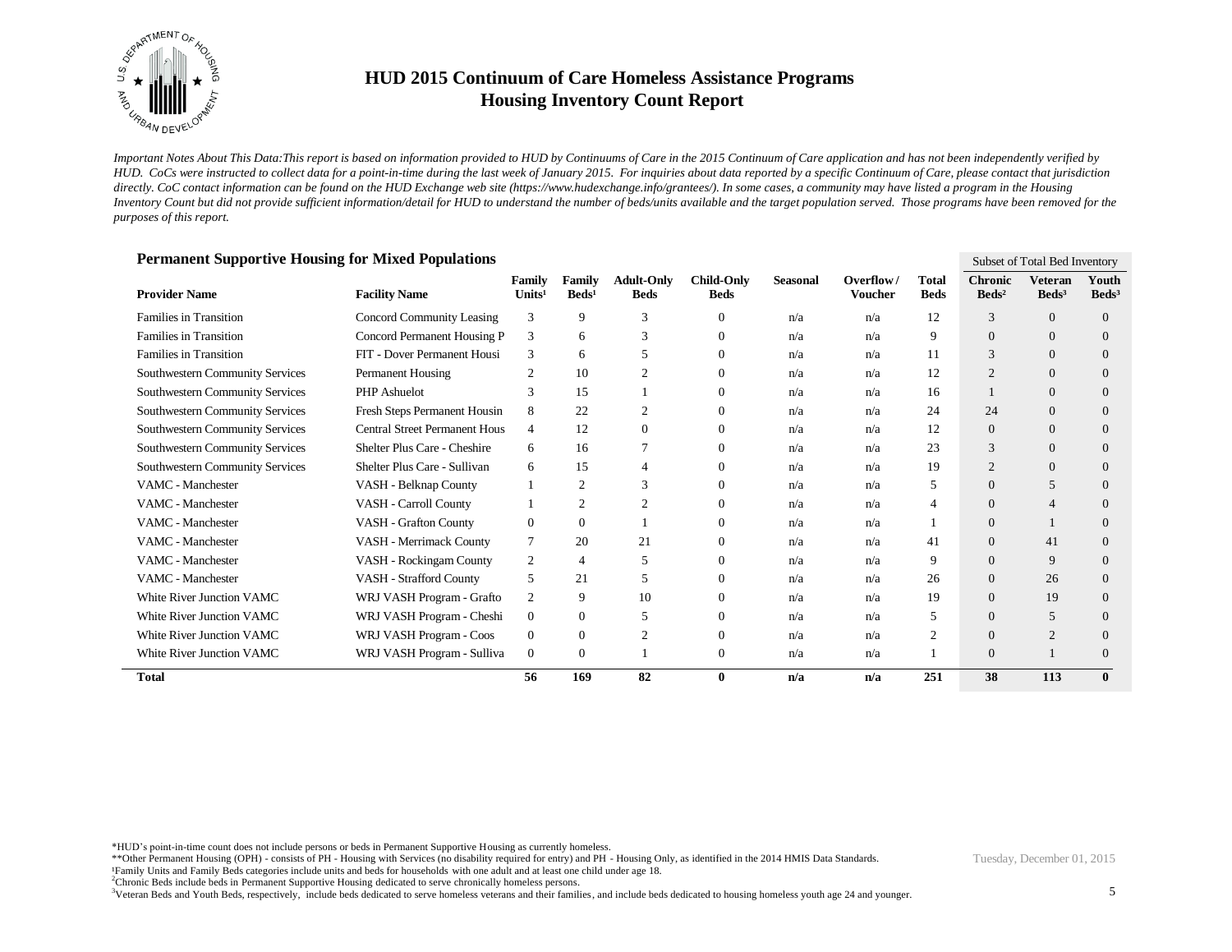# HUD 2015 Continuum of Care Homeless Assistance Programs
# Housing Inventory Count Report

*Important Notes About This Data:This report is based on information provided to HUD by Continuums of Care in the 2015 Continuum of Care application and has not been independently verified by HUD. CoCs were instructed to collect data for a point-in-time during the last week of January 2015. For inquiries about data reported by a specific Continuum of Care, please contact that jurisdiction directly. CoC contact information can be found on the HUD Exchange web site (https://www.hudexchange.info/grantees/). In some cases, a community may have listed a program in the Housing Inventory Count but did not provide sufficient information/detail for HUD to understand the number of beds/units available and the target population served. Those programs have been removed for the purposes of this report.*

## Permanent Supportive Housing for Mixed Populations

| Provider Name | Facility Name | Family Units[1] | Family Beds[1] | Adult-Only Beds | Child-Only Beds | Seasonal | Overflow / Voucher | Total Beds | Subset of Total Bed Inventory: Chronic Beds[2] | Veteran Beds[3] | Youth Beds[3] |
|---|---|---|---|---|---|---|---|---|---|---|---|
| Families in Transition | Concord Community Leasing | 3 | 9 | 3 | 0 | n/a | n/a | 12 | 3 | 0 | 0 |
| Families in Transition | Concord Permanent Housing P | 3 | 6 | 3 | 0 | n/a | n/a | 9 | 0 | 0 | 0 |
| Families in Transition | FIT - Dover Permanent Housi | 3 | 6 | 5 | 0 | n/a | n/a | 11 | 3 | 0 | 0 |
| Southwestern Community Services | Permanent Housing | 2 | 10 | 2 | 0 | n/a | n/a | 12 | 2 | 0 | 0 |
| Southwestern Community Services | PHP Ashuelot | 3 | 15 | 1 | 0 | n/a | n/a | 16 | 1 | 0 | 0 |
| Southwestern Community Services | Fresh Steps Permanent Housin | 8 | 22 | 2 | 0 | n/a | n/a | 24 | 24 | 0 | 0 |
| Southwestern Community Services | Central Street Permanent Hous | 4 | 12 | 0 | 0 | n/a | n/a | 12 | 0 | 0 | 0 |
| Southwestern Community Services | Shelter Plus Care - Cheshire | 6 | 16 | 7 | 0 | n/a | n/a | 23 | 3 | 0 | 0 |
| Southwestern Community Services | Shelter Plus Care - Sullivan | 6 | 15 | 4 | 0 | n/a | n/a | 19 | 2 | 0 | 0 |
| VAMC - Manchester | VASH - Belknap County | 1 | 2 | 3 | 0 | n/a | n/a | 5 | 0 | 5 | 0 |
| VAMC - Manchester | VASH - Carroll County | 1 | 2 | 2 | 0 | n/a | n/a | 4 | 0 | 4 | 0 |
| VAMC - Manchester | VASH - Grafton County | 0 | 0 | 1 | 0 | n/a | n/a | 1 | 0 | 1 | 0 |
| VAMC - Manchester | VASH - Merrimack County | 7 | 20 | 21 | 0 | n/a | n/a | 41 | 0 | 41 | 0 |
| VAMC - Manchester | VASH - Rockingam County | 2 | 4 | 5 | 0 | n/a | n/a | 9 | 0 | 9 | 0 |
| VAMC - Manchester | VASH - Strafford County | 5 | 21 | 5 | 0 | n/a | n/a | 26 | 0 | 26 | 0 |
| White River Junction VAMC | WRJ VASH Program - Grafto | 2 | 9 | 10 | 0 | n/a | n/a | 19 | 0 | 19 | 0 |
| White River Junction VAMC | WRJ VASH Program - Cheshi | 0 | 0 | 5 | 0 | n/a | n/a | 5 | 0 | 5 | 0 |
| White River Junction VAMC | WRJ VASH Program - Coos | 0 | 0 | 2 | 0 | n/a | n/a | 2 | 0 | 2 | 0 |
| White River Junction VAMC | WRJ VASH Program - Sulliva | 0 | 0 | 1 | 0 | n/a | n/a | 1 | 0 | 1 | 0 |
| **Total** | | **56** | **169** | **82** | **0** | **n/a** | **n/a** | **251** | **38** | **113** | **0** |

*HUD's point-in-time count does not include persons or beds in Permanent Supportive Housing as currently homeless.
**Other Permanent Housing (OPH) - consists of PH - Housing with Services (no disability required for entry) and PH - Housing Only, as identified in the 2014 HMIS Data Standards.
[1]Family Units and Family Beds categories include units and beds for households with one adult and at least one child under age 18.
[2]Chronic Beds include beds in Permanent Supportive Housing dedicated to serve chronically homeless persons.
[3]Veteran Beds and Youth Beds, respectively, include beds dedicated to serve homeless veterans and their families, and include beds dedicated to housing homeless youth age 24 and younger.

Tuesday, December 01, 2015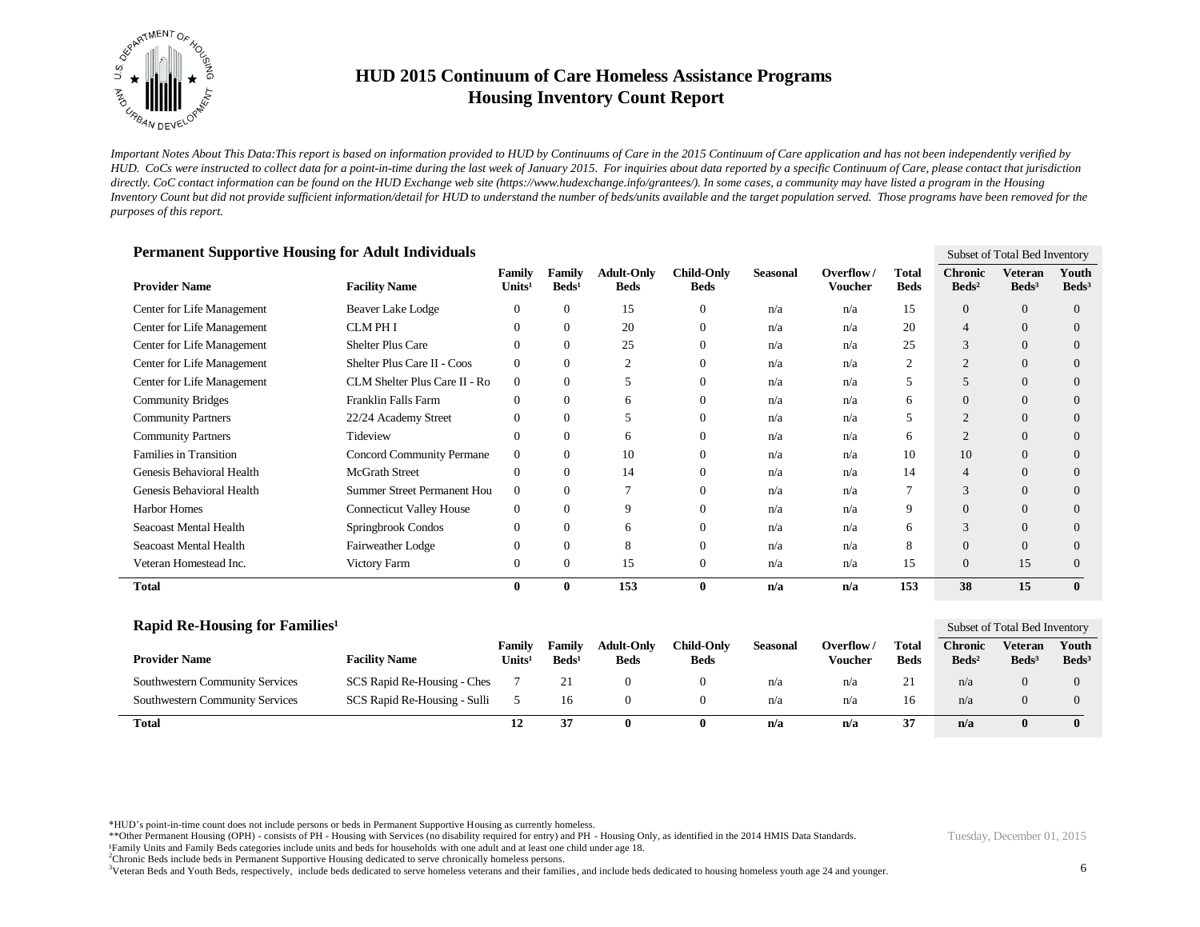# HUD 2015 Continuum of Care Homeless Assistance Programs
## Housing Inventory Count Report

*Important Notes About This Data:This report is based on information provided to HUD by Continuums of Care in the 2015 Continuum of Care application and has not been independently verified by HUD. CoCs were instructed to collect data for a point-in-time during the last week of January 2015. For inquiries about data reported by a specific Continuum of Care, please contact that jurisdiction directly. CoC contact information can be found on the HUD Exchange web site (https://www.hudexchange.info/grantees/). In some cases, a community may have listed a program in the Housing Inventory Count but did not provide sufficient information/detail for HUD to understand the number of beds/units available and the target population served. Those programs have been removed for the purposes of this report.*

### Permanent Supportive Housing for Adult Individuals

| Provider Name | Facility Name | Family Units[1] | Family Beds[1] | Adult-Only Beds | Child-Only Beds | Seasonal | Overflow / Voucher | Total Beds | Subset of Total Bed Inventory: Chronic Beds[2] | Veteran Beds[3] | Youth Beds[3] |
|---|---|---|---|---|---|---|---|---|---|---|---|
| Center for Life Management | Beaver Lake Lodge | 0 | 0 | 15 | 0 | n/a | n/a | 15 | 0 | 0 | 0 |
| Center for Life Management | CLM PH I | 0 | 0 | 20 | 0 | n/a | n/a | 20 | 4 | 0 | 0 |
| Center for Life Management | Shelter Plus Care | 0 | 0 | 25 | 0 | n/a | n/a | 25 | 3 | 0 | 0 |
| Center for Life Management | Shelter Plus Care II - Coos | 0 | 0 | 2 | 0 | n/a | n/a | 2 | 2 | 0 | 0 |
| Center for Life Management | CLM Shelter Plus Care II - Ro | 0 | 0 | 5 | 0 | n/a | n/a | 5 | 5 | 0 | 0 |
| Community Bridges | Franklin Falls Farm | 0 | 0 | 6 | 0 | n/a | n/a | 6 | 0 | 0 | 0 |
| Community Partners | 22/24 Academy Street | 0 | 0 | 5 | 0 | n/a | n/a | 5 | 2 | 0 | 0 |
| Community Partners | Tideview | 0 | 0 | 6 | 0 | n/a | n/a | 6 | 2 | 0 | 0 |
| Families in Transition | Concord Community Permane | 0 | 0 | 10 | 0 | n/a | n/a | 10 | 10 | 0 | 0 |
| Genesis Behavioral Health | McGrath Street | 0 | 0 | 14 | 0 | n/a | n/a | 14 | 4 | 0 | 0 |
| Genesis Behavioral Health | Summer Street Permanent Hou | 0 | 0 | 7 | 0 | n/a | n/a | 7 | 3 | 0 | 0 |
| Harbor Homes | Connecticut Valley House | 0 | 0 | 9 | 0 | n/a | n/a | 9 | 0 | 0 | 0 |
| Seacoast Mental Health | Springbrook Condos | 0 | 0 | 6 | 0 | n/a | n/a | 6 | 3 | 0 | 0 |
| Seacoast Mental Health | Fairweather Lodge | 0 | 0 | 8 | 0 | n/a | n/a | 8 | 0 | 0 | 0 |
| Veteran Homestead Inc. | Victory Farm | 0 | 0 | 15 | 0 | n/a | n/a | 15 | 0 | 15 | 0 |
| **Total** | | **0** | **0** | **153** | **0** | **n/a** | **n/a** | **153** | **38** | **15** | **0** |

### Rapid Re-Housing for Families[1]

| Provider Name | Facility Name | Family Units[1] | Family Beds[1] | Adult-Only Beds | Child-Only Beds | Seasonal | Overflow / Voucher | Total Beds | Subset of Total Bed Inventory: Chronic Beds[2] | Veteran Beds[3] | Youth Beds[3] |
|---|---|---|---|---|---|---|---|---|---|---|---|
| Southwestern Community Services | SCS Rapid Re-Housing - Ches | 7 | 21 | 0 | 0 | n/a | n/a | 21 | n/a | 0 | 0 |
| Southwestern Community Services | SCS Rapid Re-Housing - Sulli | 5 | 16 | 0 | 0 | n/a | n/a | 16 | n/a | 0 | 0 |
| **Total** | | **12** | **37** | **0** | **0** | **n/a** | **n/a** | **37** | **n/a** | **0** | **0** |

*HUD's point-in-time count does not include persons or beds in Permanent Supportive Housing as currently homeless.
**Other Permanent Housing (OPH) - consists of PH - Housing with Services (no disability required for entry) and PH - Housing Only, as identified in the 2014 HMIS Data Standards.
[1]Family Units and Family Beds categories include units and beds for households with one adult and at least one child under age 18.
[2]Chronic Beds include beds in Permanent Supportive Housing dedicated to serve chronically homeless persons.
[3]Veteran Beds and Youth Beds, respectively, include beds dedicated to serve homeless veterans and their families, and include beds dedicated to housing homeless youth age 24 and younger.

Tuesday, December 01, 2015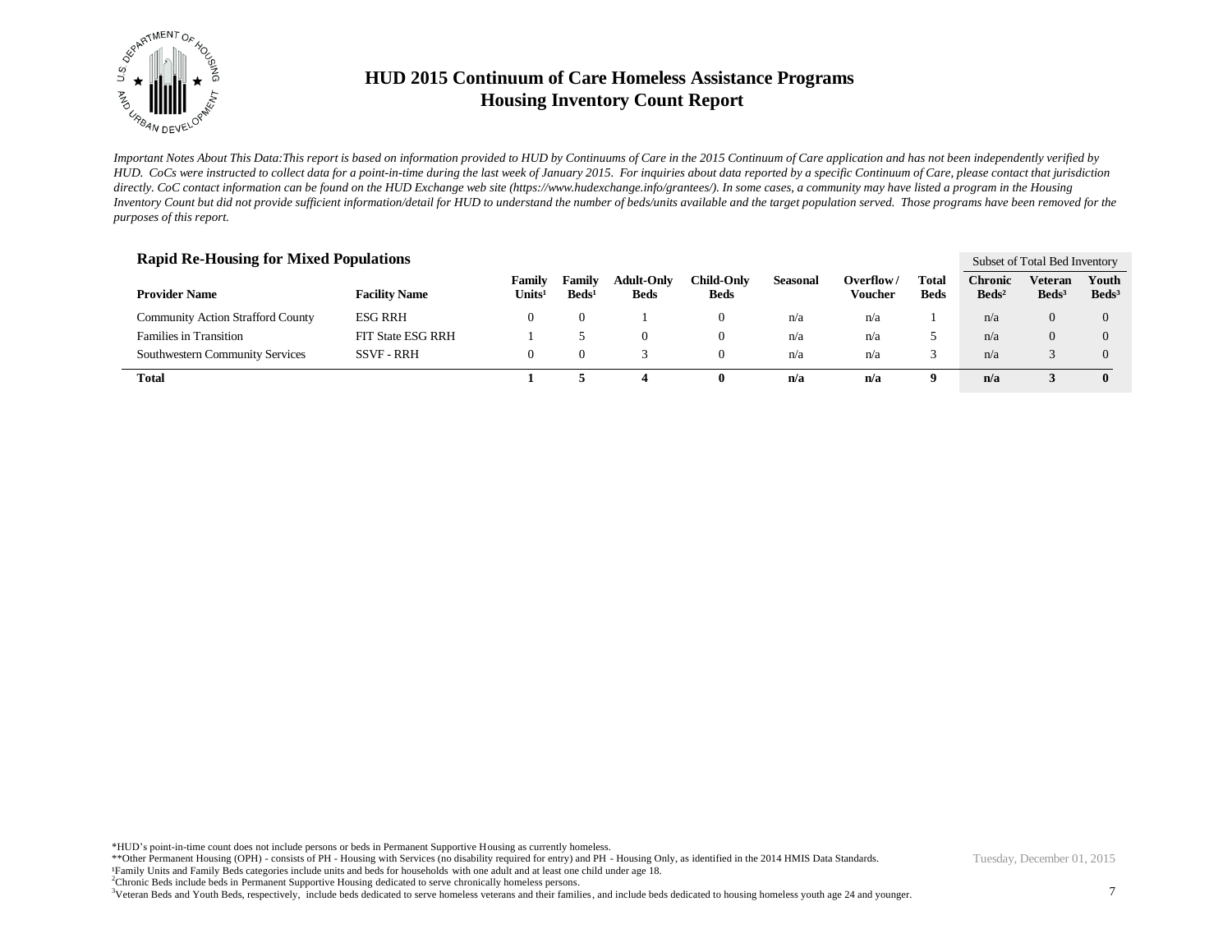# HUD 2015 Continuum of Care Homeless Assistance Programs
## Housing Inventory Count Report

*Important Notes About This Data:This report is based on information provided to HUD by Continuums of Care in the 2015 Continuum of Care application and has not been independently verified by HUD. CoCs were instructed to collect data for a point-in-time during the last week of January 2015. For inquiries about data reported by a specific Continuum of Care, please contact that jurisdiction directly. CoC contact information can be found on the HUD Exchange web site (https://www.hudexchange.info/grantees/). In some cases, a community may have listed a program in the Housing Inventory Count but did not provide sufficient information/detail for HUD to understand the number of beds/units available and the target population served. Those programs have been removed for the purposes of this report.*

### Rapid Re-Housing for Mixed Populations

| | | | | | | | | | Subset of Total Bed Inventory | | |
|---|---|---|---|---|---|---|---|---|---|---|---|
| **Provider Name** | **Facility Name** | **Family Units[1]** | **Family Beds[1]** | **Adult-Only Beds** | **Child-Only Beds** | **Seasonal** | **Overflow / Voucher** | **Total Beds** | **Chronic Beds[2]** | **Veteran Beds[3]** | **Youth Beds[3]** |
| Community Action Strafford County | ESG RRH | 0 | 0 | 1 | 0 | n/a | n/a | 1 | n/a | 0 | 0 |
| Families in Transition | FIT State ESG RRH | 1 | 5 | 0 | 0 | n/a | n/a | 5 | n/a | 0 | 0 |
| Southwestern Community Services | SSVF - RRH | 0 | 0 | 3 | 0 | n/a | n/a | 3 | n/a | 3 | 0 |
| **Total** | | **1** | **5** | **4** | **0** | **n/a** | **n/a** | **9** | **n/a** | **3** | **0** |

*HUD's point-in-time count does not include persons or beds in Permanent Supportive Housing as currently homeless.
**Other Permanent Housing (OPH) - consists of PH - Housing with Services (no disability required for entry) and PH - Housing Only, as identified in the 2014 HMIS Data Standards.
[1]Family Units and Family Beds categories include units and beds for households with one adult and at least one child under age 18.
[2]Chronic Beds include beds in Permanent Supportive Housing dedicated to serve chronically homeless persons.
[3]Veteran Beds and Youth Beds, respectively, include beds dedicated to serve homeless veterans and their families, and include beds dedicated to housing homeless youth age 24 and younger.

Tuesday, December 01, 2015